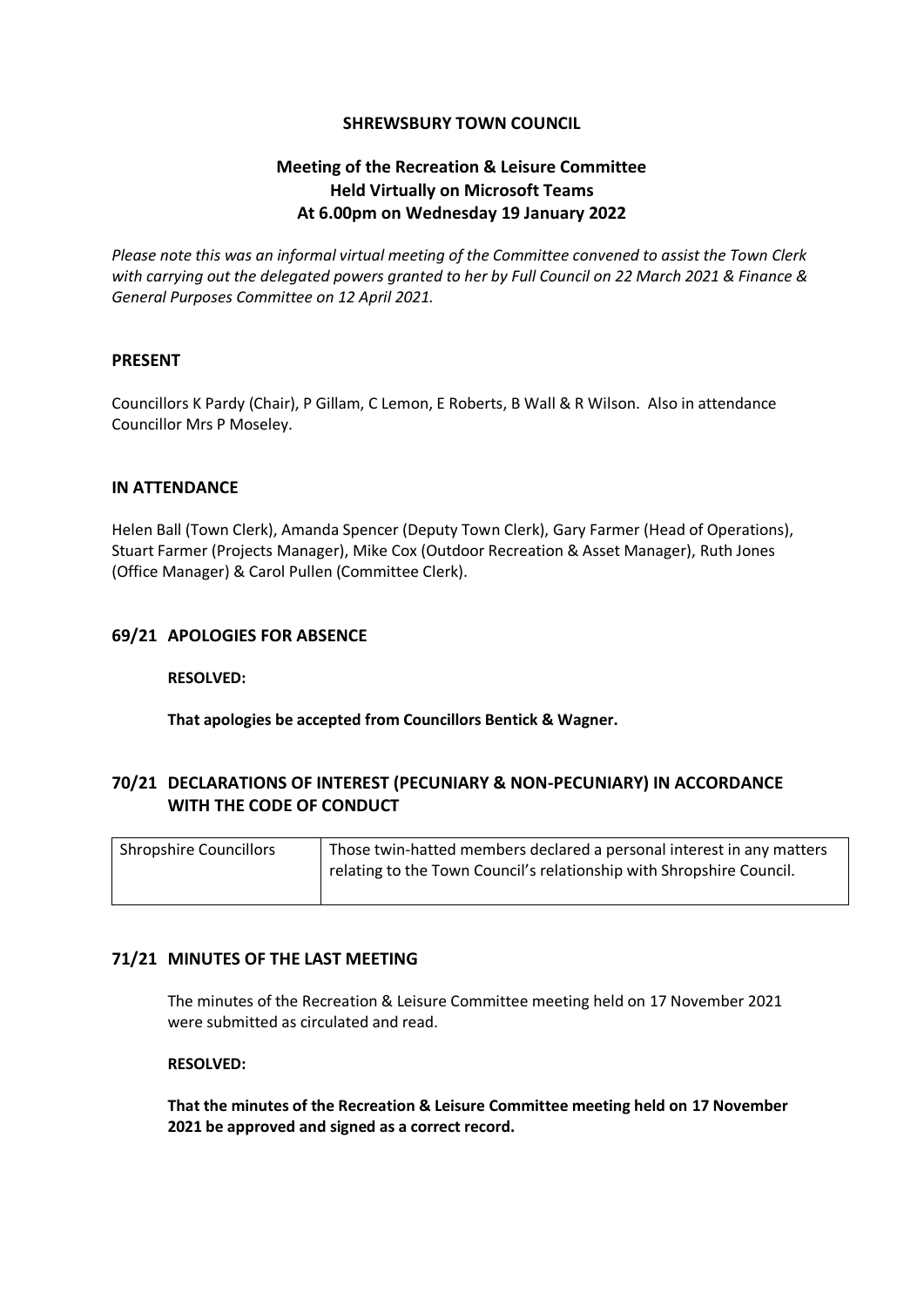# SHREWSBURY TOWN COUNCIL

## Meeting of the Recreation & Leisure Committee
## Held Virtually on Microsoft Teams
## At 6.00pm on Wednesday 19 January 2022

*Please note this was an informal virtual meeting of the Committee convened to assist the Town Clerk with carrying out the delegated powers granted to her by Full Council on 22 March 2021 & Finance & General Purposes Committee on 12 April 2021.*

### PRESENT

Councillors K Pardy (Chair), P Gillam, C Lemon, E Roberts, B Wall & R Wilson. Also in attendance Councillor Mrs P Moseley.

### IN ATTENDANCE

Helen Ball (Town Clerk), Amanda Spencer (Deputy Town Clerk), Gary Farmer (Head of Operations), Stuart Farmer (Projects Manager), Mike Cox (Outdoor Recreation & Asset Manager), Ruth Jones (Office Manager) & Carol Pullen (Committee Clerk).

### 69/21 APOLOGIES FOR ABSENCE

**RESOLVED:**

**That apologies be accepted from Councillors Bentick & Wagner.**

### 70/21 DECLARATIONS OF INTEREST (PECUNIARY & NON-PECUNIARY) IN ACCORDANCE WITH THE CODE OF CONDUCT

| | |
|---|---|
| Shropshire Councillors | Those twin-hatted members declared a personal interest in any matters relating to the Town Council's relationship with Shropshire Council. |

### 71/21 MINUTES OF THE LAST MEETING

The minutes of the Recreation & Leisure Committee meeting held on 17 November 2021 were submitted as circulated and read.

**RESOLVED:**

**That the minutes of the Recreation & Leisure Committee meeting held on 17 November 2021 be approved and signed as a correct record.**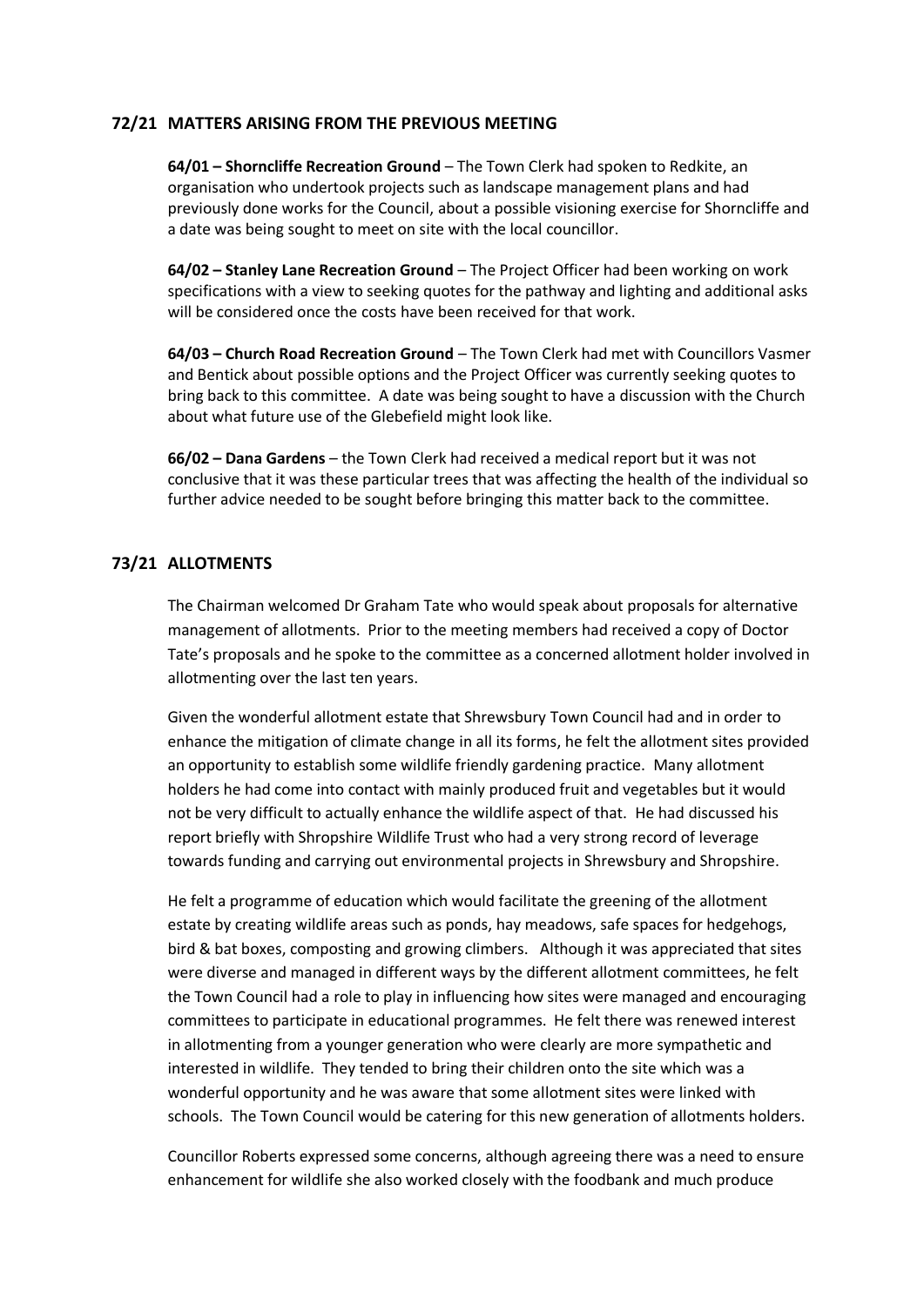## 72/21 MATTERS ARISING FROM THE PREVIOUS MEETING

**64/01 – Shorncliffe Recreation Ground** – The Town Clerk had spoken to Redkite, an organisation who undertook projects such as landscape management plans and had previously done works for the Council, about a possible visioning exercise for Shorncliffe and a date was being sought to meet on site with the local councillor.

**64/02 – Stanley Lane Recreation Ground** – The Project Officer had been working on work specifications with a view to seeking quotes for the pathway and lighting and additional asks will be considered once the costs have been received for that work.

**64/03 – Church Road Recreation Ground** – The Town Clerk had met with Councillors Vasmer and Bentick about possible options and the Project Officer was currently seeking quotes to bring back to this committee. A date was being sought to have a discussion with the Church about what future use of the Glebefield might look like.

**66/02 – Dana Gardens** – the Town Clerk had received a medical report but it was not conclusive that it was these particular trees that was affecting the health of the individual so further advice needed to be sought before bringing this matter back to the committee.

## 73/21 ALLOTMENTS

The Chairman welcomed Dr Graham Tate who would speak about proposals for alternative management of allotments. Prior to the meeting members had received a copy of Doctor Tate's proposals and he spoke to the committee as a concerned allotment holder involved in allotmenting over the last ten years.

Given the wonderful allotment estate that Shrewsbury Town Council had and in order to enhance the mitigation of climate change in all its forms, he felt the allotment sites provided an opportunity to establish some wildlife friendly gardening practice. Many allotment holders he had come into contact with mainly produced fruit and vegetables but it would not be very difficult to actually enhance the wildlife aspect of that. He had discussed his report briefly with Shropshire Wildlife Trust who had a very strong record of leverage towards funding and carrying out environmental projects in Shrewsbury and Shropshire.

He felt a programme of education which would facilitate the greening of the allotment estate by creating wildlife areas such as ponds, hay meadows, safe spaces for hedgehogs, bird & bat boxes, composting and growing climbers. Although it was appreciated that sites were diverse and managed in different ways by the different allotment committees, he felt the Town Council had a role to play in influencing how sites were managed and encouraging committees to participate in educational programmes. He felt there was renewed interest in allotmenting from a younger generation who were clearly are more sympathetic and interested in wildlife. They tended to bring their children onto the site which was a wonderful opportunity and he was aware that some allotment sites were linked with schools. The Town Council would be catering for this new generation of allotments holders.

Councillor Roberts expressed some concerns, although agreeing there was a need to ensure enhancement for wildlife she also worked closely with the foodbank and much produce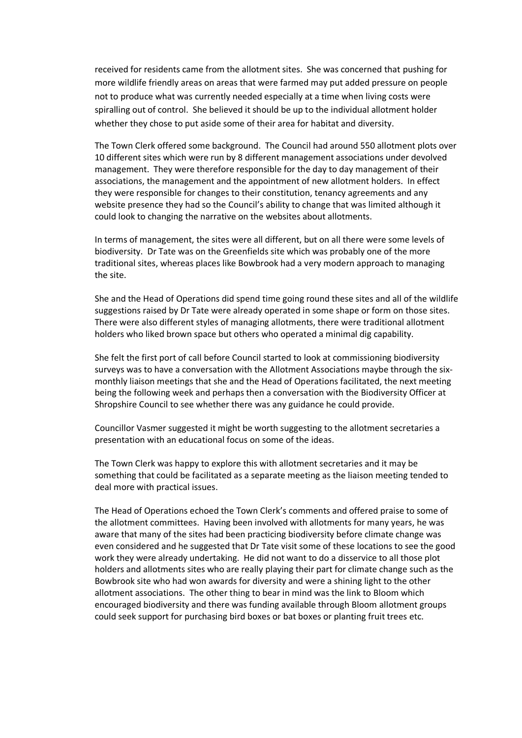received for residents came from the allotment sites. She was concerned that pushing for more wildlife friendly areas on areas that were farmed may put added pressure on people not to produce what was currently needed especially at a time when living costs were spiralling out of control. She believed it should be up to the individual allotment holder whether they chose to put aside some of their area for habitat and diversity.

The Town Clerk offered some background. The Council had around 550 allotment plots over 10 different sites which were run by 8 different management associations under devolved management. They were therefore responsible for the day to day management of their associations, the management and the appointment of new allotment holders. In effect they were responsible for changes to their constitution, tenancy agreements and any website presence they had so the Council's ability to change that was limited although it could look to changing the narrative on the websites about allotments.

In terms of management, the sites were all different, but on all there were some levels of biodiversity. Dr Tate was on the Greenfields site which was probably one of the more traditional sites, whereas places like Bowbrook had a very modern approach to managing the site.

She and the Head of Operations did spend time going round these sites and all of the wildlife suggestions raised by Dr Tate were already operated in some shape or form on those sites. There were also different styles of managing allotments, there were traditional allotment holders who liked brown space but others who operated a minimal dig capability.

She felt the first port of call before Council started to look at commissioning biodiversity surveys was to have a conversation with the Allotment Associations maybe through the six-monthly liaison meetings that she and the Head of Operations facilitated, the next meeting being the following week and perhaps then a conversation with the Biodiversity Officer at Shropshire Council to see whether there was any guidance he could provide.

Councillor Vasmer suggested it might be worth suggesting to the allotment secretaries a presentation with an educational focus on some of the ideas.

The Town Clerk was happy to explore this with allotment secretaries and it may be something that could be facilitated as a separate meeting as the liaison meeting tended to deal more with practical issues.

The Head of Operations echoed the Town Clerk's comments and offered praise to some of the allotment committees. Having been involved with allotments for many years, he was aware that many of the sites had been practicing biodiversity before climate change was even considered and he suggested that Dr Tate visit some of these locations to see the good work they were already undertaking. He did not want to do a disservice to all those plot holders and allotments sites who are really playing their part for climate change such as the Bowbrook site who had won awards for diversity and were a shining light to the other allotment associations. The other thing to bear in mind was the link to Bloom which encouraged biodiversity and there was funding available through Bloom allotment groups could seek support for purchasing bird boxes or bat boxes or planting fruit trees etc.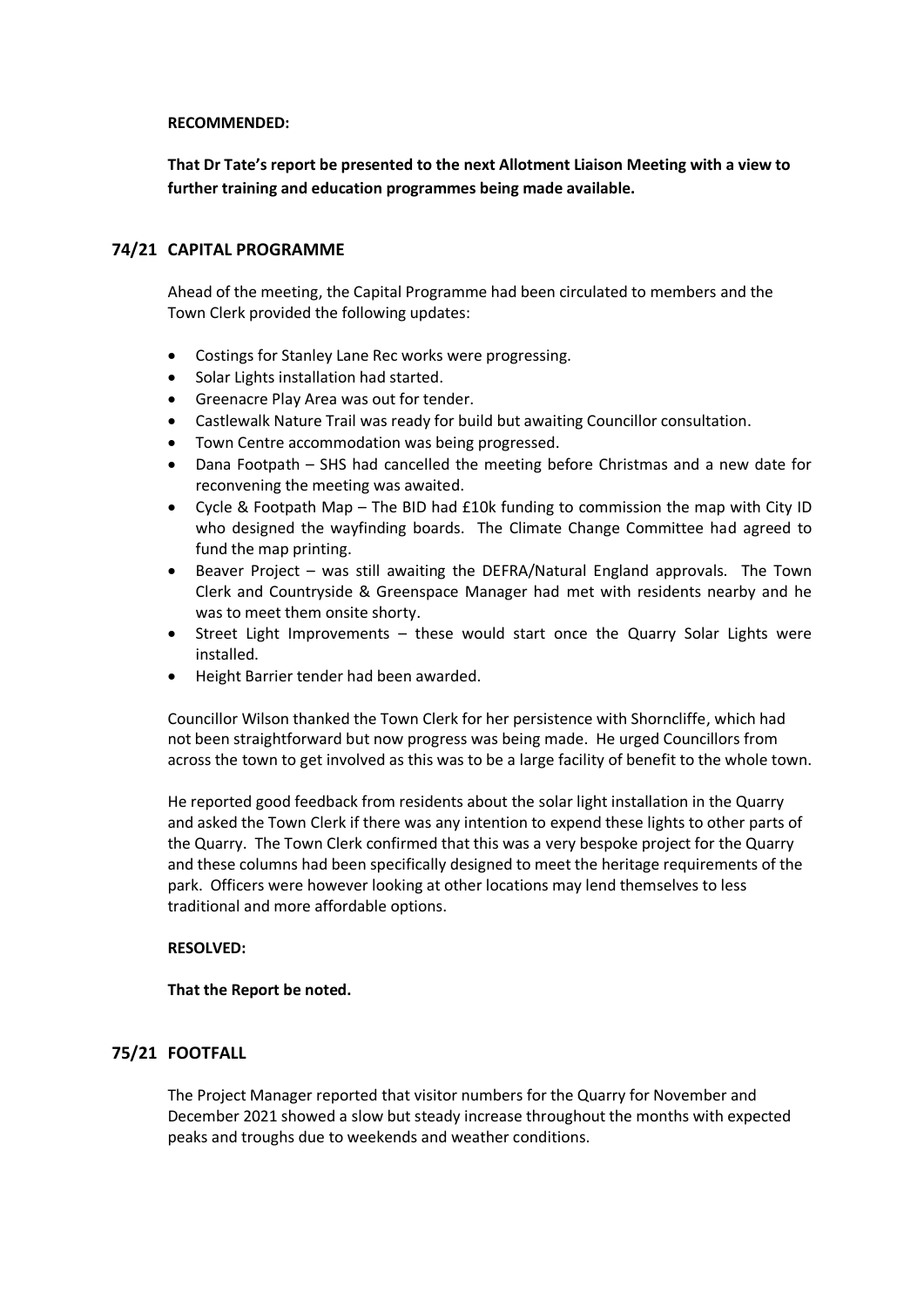**RECOMMENDED:**

**That Dr Tate's report be presented to the next Allotment Liaison Meeting with a view to further training and education programmes being made available.**

## 74/21 CAPITAL PROGRAMME

Ahead of the meeting, the Capital Programme had been circulated to members and the Town Clerk provided the following updates:

- Costings for Stanley Lane Rec works were progressing.
- Solar Lights installation had started.
- Greenacre Play Area was out for tender.
- Castlewalk Nature Trail was ready for build but awaiting Councillor consultation.
- Town Centre accommodation was being progressed.
- Dana Footpath – SHS had cancelled the meeting before Christmas and a new date for reconvening the meeting was awaited.
- Cycle & Footpath Map – The BID had £10k funding to commission the map with City ID who designed the wayfinding boards. The Climate Change Committee had agreed to fund the map printing.
- Beaver Project – was still awaiting the DEFRA/Natural England approvals. The Town Clerk and Countryside & Greenspace Manager had met with residents nearby and he was to meet them onsite shorty.
- Street Light Improvements – these would start once the Quarry Solar Lights were installed.
- Height Barrier tender had been awarded.

Councillor Wilson thanked the Town Clerk for her persistence with Shorncliffe, which had not been straightforward but now progress was being made. He urged Councillors from across the town to get involved as this was to be a large facility of benefit to the whole town.

He reported good feedback from residents about the solar light installation in the Quarry and asked the Town Clerk if there was any intention to expend these lights to other parts of the Quarry. The Town Clerk confirmed that this was a very bespoke project for the Quarry and these columns had been specifically designed to meet the heritage requirements of the park. Officers were however looking at other locations may lend themselves to less traditional and more affordable options.

**RESOLVED:**

**That the Report be noted.**

## 75/21 FOOTFALL

The Project Manager reported that visitor numbers for the Quarry for November and December 2021 showed a slow but steady increase throughout the months with expected peaks and troughs due to weekends and weather conditions.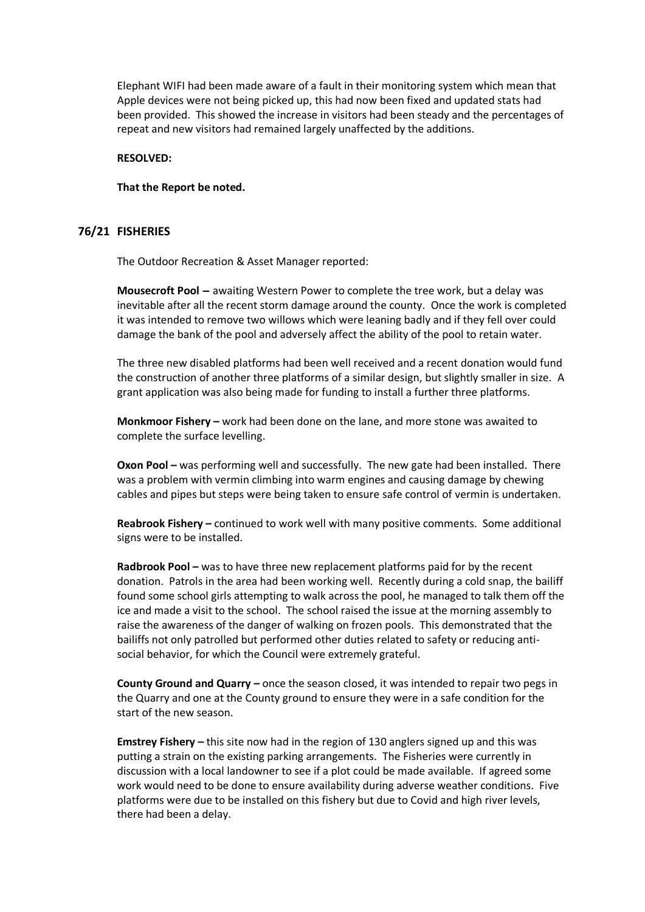Elephant WIFI had been made aware of a fault in their monitoring system which mean that Apple devices were not being picked up, this had now been fixed and updated stats had been provided. This showed the increase in visitors had been steady and the percentages of repeat and new visitors had remained largely unaffected by the additions.

**RESOLVED:**

**That the Report be noted.**

## 76/21 FISHERIES

The Outdoor Recreation & Asset Manager reported:

**Mousecroft Pool –** awaiting Western Power to complete the tree work, but a delay was inevitable after all the recent storm damage around the county. Once the work is completed it was intended to remove two willows which were leaning badly and if they fell over could damage the bank of the pool and adversely affect the ability of the pool to retain water.

The three new disabled platforms had been well received and a recent donation would fund the construction of another three platforms of a similar design, but slightly smaller in size. A grant application was also being made for funding to install a further three platforms.

**Monkmoor Fishery –** work had been done on the lane, and more stone was awaited to complete the surface levelling.

**Oxon Pool –** was performing well and successfully. The new gate had been installed. There was a problem with vermin climbing into warm engines and causing damage by chewing cables and pipes but steps were being taken to ensure safe control of vermin is undertaken.

**Reabrook Fishery –** continued to work well with many positive comments. Some additional signs were to be installed.

**Radbrook Pool –** was to have three new replacement platforms paid for by the recent donation. Patrols in the area had been working well. Recently during a cold snap, the bailiff found some school girls attempting to walk across the pool, he managed to talk them off the ice and made a visit to the school. The school raised the issue at the morning assembly to raise the awareness of the danger of walking on frozen pools. This demonstrated that the bailiffs not only patrolled but performed other duties related to safety or reducing anti-social behavior, for which the Council were extremely grateful.

**County Ground and Quarry –** once the season closed, it was intended to repair two pegs in the Quarry and one at the County ground to ensure they were in a safe condition for the start of the new season.

**Emstrey Fishery –** this site now had in the region of 130 anglers signed up and this was putting a strain on the existing parking arrangements. The Fisheries were currently in discussion with a local landowner to see if a plot could be made available. If agreed some work would need to be done to ensure availability during adverse weather conditions. Five platforms were due to be installed on this fishery but due to Covid and high river levels, there had been a delay.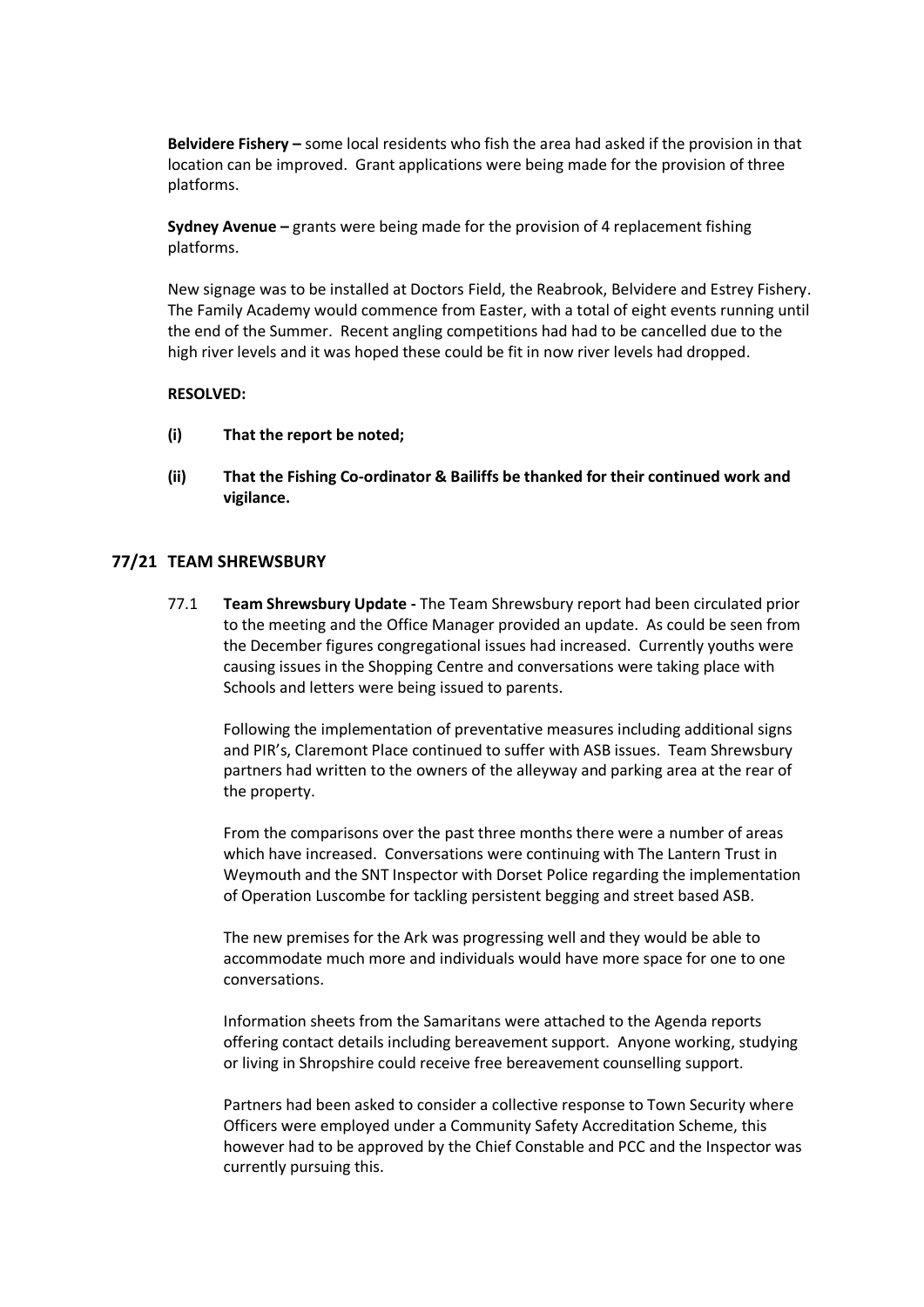**Belvidere Fishery –** some local residents who fish the area had asked if the provision in that location can be improved. Grant applications were being made for the provision of three platforms.

**Sydney Avenue –** grants were being made for the provision of 4 replacement fishing platforms.

New signage was to be installed at Doctors Field, the Reabrook, Belvidere and Estrey Fishery. The Family Academy would commence from Easter, with a total of eight events running until the end of the Summer. Recent angling competitions had had to be cancelled due to the high river levels and it was hoped these could be fit in now river levels had dropped.

**RESOLVED:**

**(i) That the report be noted;**

**(ii) That the Fishing Co-ordinator & Bailiffs be thanked for their continued work and vigilance.**

## 77/21 TEAM SHREWSBURY

77.1 **Team Shrewsbury Update -** The Team Shrewsbury report had been circulated prior to the meeting and the Office Manager provided an update. As could be seen from the December figures congregational issues had increased. Currently youths were causing issues in the Shopping Centre and conversations were taking place with Schools and letters were being issued to parents.

Following the implementation of preventative measures including additional signs and PIR's, Claremont Place continued to suffer with ASB issues. Team Shrewsbury partners had written to the owners of the alleyway and parking area at the rear of the property.

From the comparisons over the past three months there were a number of areas which have increased. Conversations were continuing with The Lantern Trust in Weymouth and the SNT Inspector with Dorset Police regarding the implementation of Operation Luscombe for tackling persistent begging and street based ASB.

The new premises for the Ark was progressing well and they would be able to accommodate much more and individuals would have more space for one to one conversations.

Information sheets from the Samaritans were attached to the Agenda reports offering contact details including bereavement support. Anyone working, studying or living in Shropshire could receive free bereavement counselling support.

Partners had been asked to consider a collective response to Town Security where Officers were employed under a Community Safety Accreditation Scheme, this however had to be approved by the Chief Constable and PCC and the Inspector was currently pursuing this.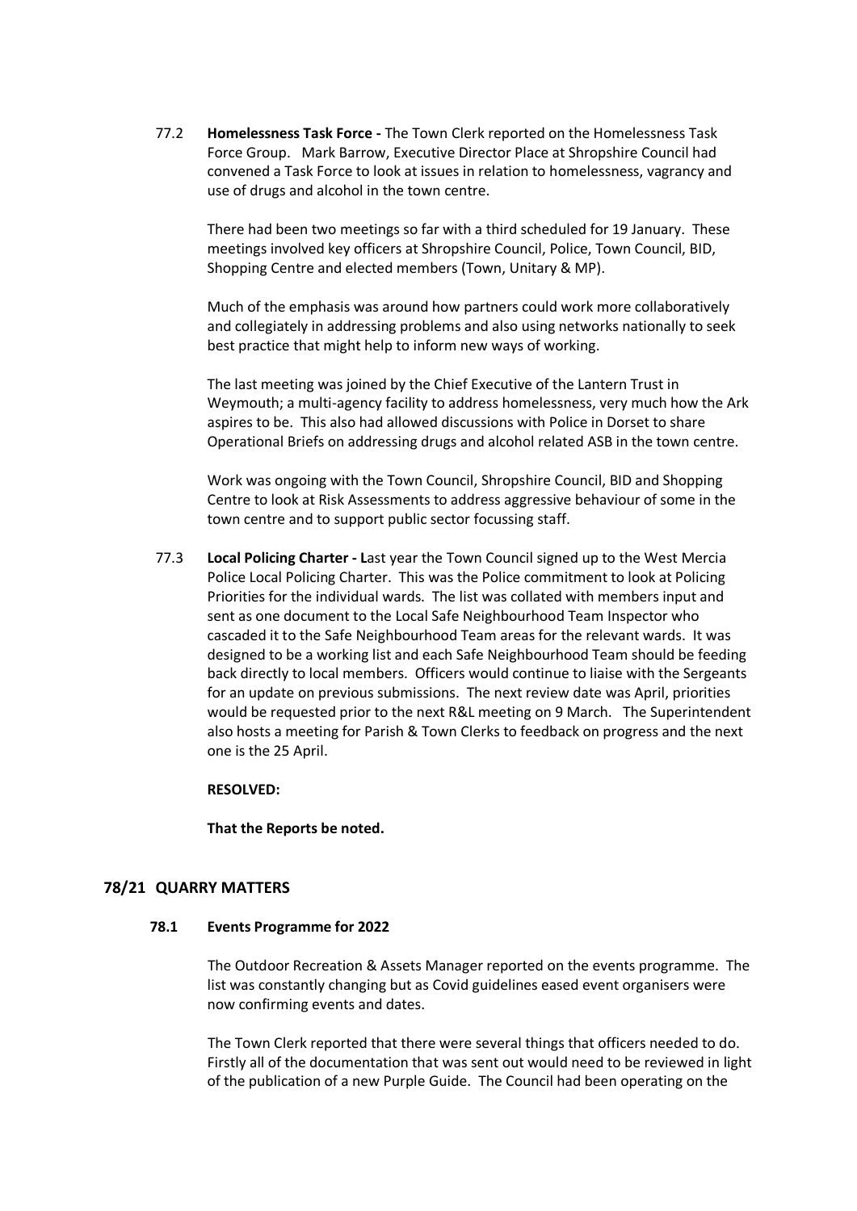77.2 **Homelessness Task Force -** The Town Clerk reported on the Homelessness Task Force Group. Mark Barrow, Executive Director Place at Shropshire Council had convened a Task Force to look at issues in relation to homelessness, vagrancy and use of drugs and alcohol in the town centre.

There had been two meetings so far with a third scheduled for 19 January. These meetings involved key officers at Shropshire Council, Police, Town Council, BID, Shopping Centre and elected members (Town, Unitary & MP).

Much of the emphasis was around how partners could work more collaboratively and collegiately in addressing problems and also using networks nationally to seek best practice that might help to inform new ways of working.

The last meeting was joined by the Chief Executive of the Lantern Trust in Weymouth; a multi-agency facility to address homelessness, very much how the Ark aspires to be. This also had allowed discussions with Police in Dorset to share Operational Briefs on addressing drugs and alcohol related ASB in the town centre.

Work was ongoing with the Town Council, Shropshire Council, BID and Shopping Centre to look at Risk Assessments to address aggressive behaviour of some in the town centre and to support public sector focussing staff.

77.3 **Local Policing Charter - L**ast year the Town Council signed up to the West Mercia Police Local Policing Charter. This was the Police commitment to look at Policing Priorities for the individual wards. The list was collated with members input and sent as one document to the Local Safe Neighbourhood Team Inspector who cascaded it to the Safe Neighbourhood Team areas for the relevant wards. It was designed to be a working list and each Safe Neighbourhood Team should be feeding back directly to local members. Officers would continue to liaise with the Sergeants for an update on previous submissions. The next review date was April, priorities would be requested prior to the next R&L meeting on 9 March. The Superintendent also hosts a meeting for Parish & Town Clerks to feedback on progress and the next one is the 25 April.

**RESOLVED:**

**That the Reports be noted.**

## 78/21 QUARRY MATTERS

### 78.1 Events Programme for 2022

The Outdoor Recreation & Assets Manager reported on the events programme. The list was constantly changing but as Covid guidelines eased event organisers were now confirming events and dates.

The Town Clerk reported that there were several things that officers needed to do. Firstly all of the documentation that was sent out would need to be reviewed in light of the publication of a new Purple Guide. The Council had been operating on the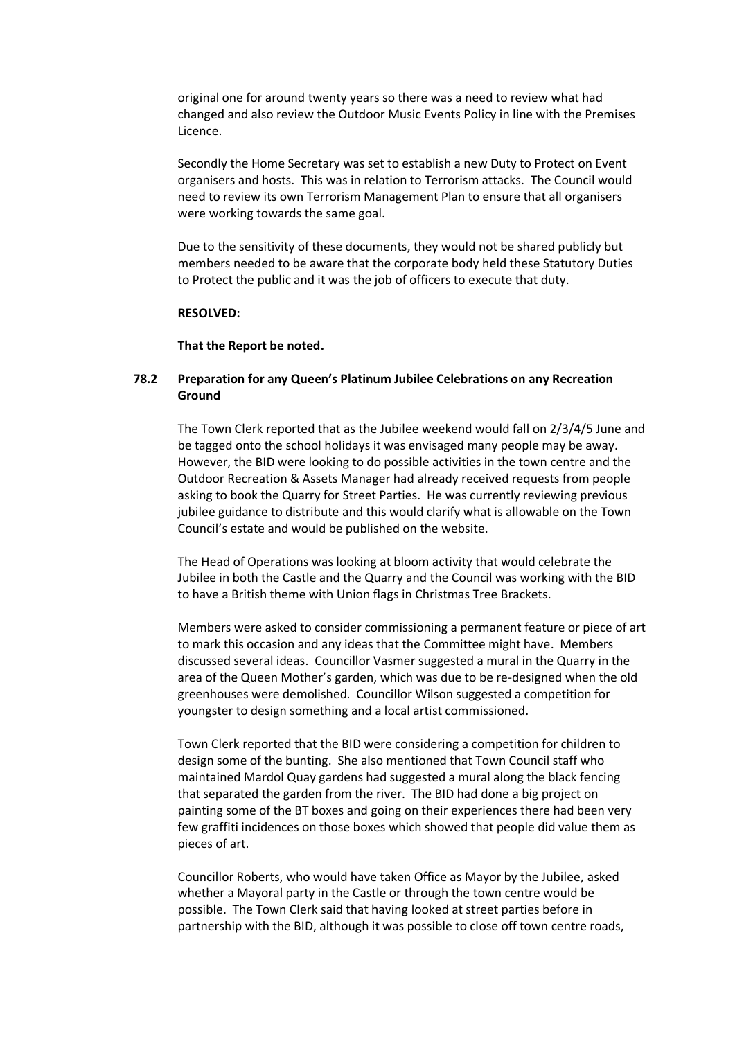original one for around twenty years so there was a need to review what had changed and also review the Outdoor Music Events Policy in line with the Premises Licence.

Secondly the Home Secretary was set to establish a new Duty to Protect on Event organisers and hosts. This was in relation to Terrorism attacks. The Council would need to review its own Terrorism Management Plan to ensure that all organisers were working towards the same goal.

Due to the sensitivity of these documents, they would not be shared publicly but members needed to be aware that the corporate body held these Statutory Duties to Protect the public and it was the job of officers to execute that duty.

**RESOLVED:**

**That the Report be noted.**

### 78.2 Preparation for any Queen's Platinum Jubilee Celebrations on any Recreation Ground

The Town Clerk reported that as the Jubilee weekend would fall on 2/3/4/5 June and be tagged onto the school holidays it was envisaged many people may be away. However, the BID were looking to do possible activities in the town centre and the Outdoor Recreation & Assets Manager had already received requests from people asking to book the Quarry for Street Parties. He was currently reviewing previous jubilee guidance to distribute and this would clarify what is allowable on the Town Council's estate and would be published on the website.

The Head of Operations was looking at bloom activity that would celebrate the Jubilee in both the Castle and the Quarry and the Council was working with the BID to have a British theme with Union flags in Christmas Tree Brackets.

Members were asked to consider commissioning a permanent feature or piece of art to mark this occasion and any ideas that the Committee might have. Members discussed several ideas. Councillor Vasmer suggested a mural in the Quarry in the area of the Queen Mother's garden, which was due to be re-designed when the old greenhouses were demolished. Councillor Wilson suggested a competition for youngster to design something and a local artist commissioned.

Town Clerk reported that the BID were considering a competition for children to design some of the bunting. She also mentioned that Town Council staff who maintained Mardol Quay gardens had suggested a mural along the black fencing that separated the garden from the river. The BID had done a big project on painting some of the BT boxes and going on their experiences there had been very few graffiti incidences on those boxes which showed that people did value them as pieces of art.

Councillor Roberts, who would have taken Office as Mayor by the Jubilee, asked whether a Mayoral party in the Castle or through the town centre would be possible. The Town Clerk said that having looked at street parties before in partnership with the BID, although it was possible to close off town centre roads,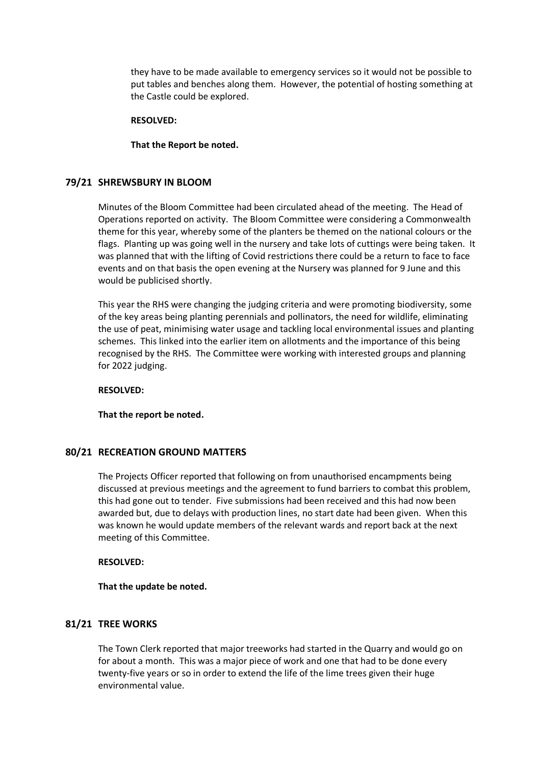they have to be made available to emergency services so it would not be possible to put tables and benches along them. However, the potential of hosting something at the Castle could be explored.

**RESOLVED:**

**That the Report be noted.**

## 79/21 SHREWSBURY IN BLOOM

Minutes of the Bloom Committee had been circulated ahead of the meeting. The Head of Operations reported on activity. The Bloom Committee were considering a Commonwealth theme for this year, whereby some of the planters be themed on the national colours or the flags. Planting up was going well in the nursery and take lots of cuttings were being taken. It was planned that with the lifting of Covid restrictions there could be a return to face to face events and on that basis the open evening at the Nursery was planned for 9 June and this would be publicised shortly.

This year the RHS were changing the judging criteria and were promoting biodiversity, some of the key areas being planting perennials and pollinators, the need for wildlife, eliminating the use of peat, minimising water usage and tackling local environmental issues and planting schemes. This linked into the earlier item on allotments and the importance of this being recognised by the RHS. The Committee were working with interested groups and planning for 2022 judging.

**RESOLVED:**

**That the report be noted.**

## 80/21 RECREATION GROUND MATTERS

The Projects Officer reported that following on from unauthorised encampments being discussed at previous meetings and the agreement to fund barriers to combat this problem, this had gone out to tender. Five submissions had been received and this had now been awarded but, due to delays with production lines, no start date had been given. When this was known he would update members of the relevant wards and report back at the next meeting of this Committee.

**RESOLVED:**

**That the update be noted.**

## 81/21 TREE WORKS

The Town Clerk reported that major treeworks had started in the Quarry and would go on for about a month. This was a major piece of work and one that had to be done every twenty-five years or so in order to extend the life of the lime trees given their huge environmental value.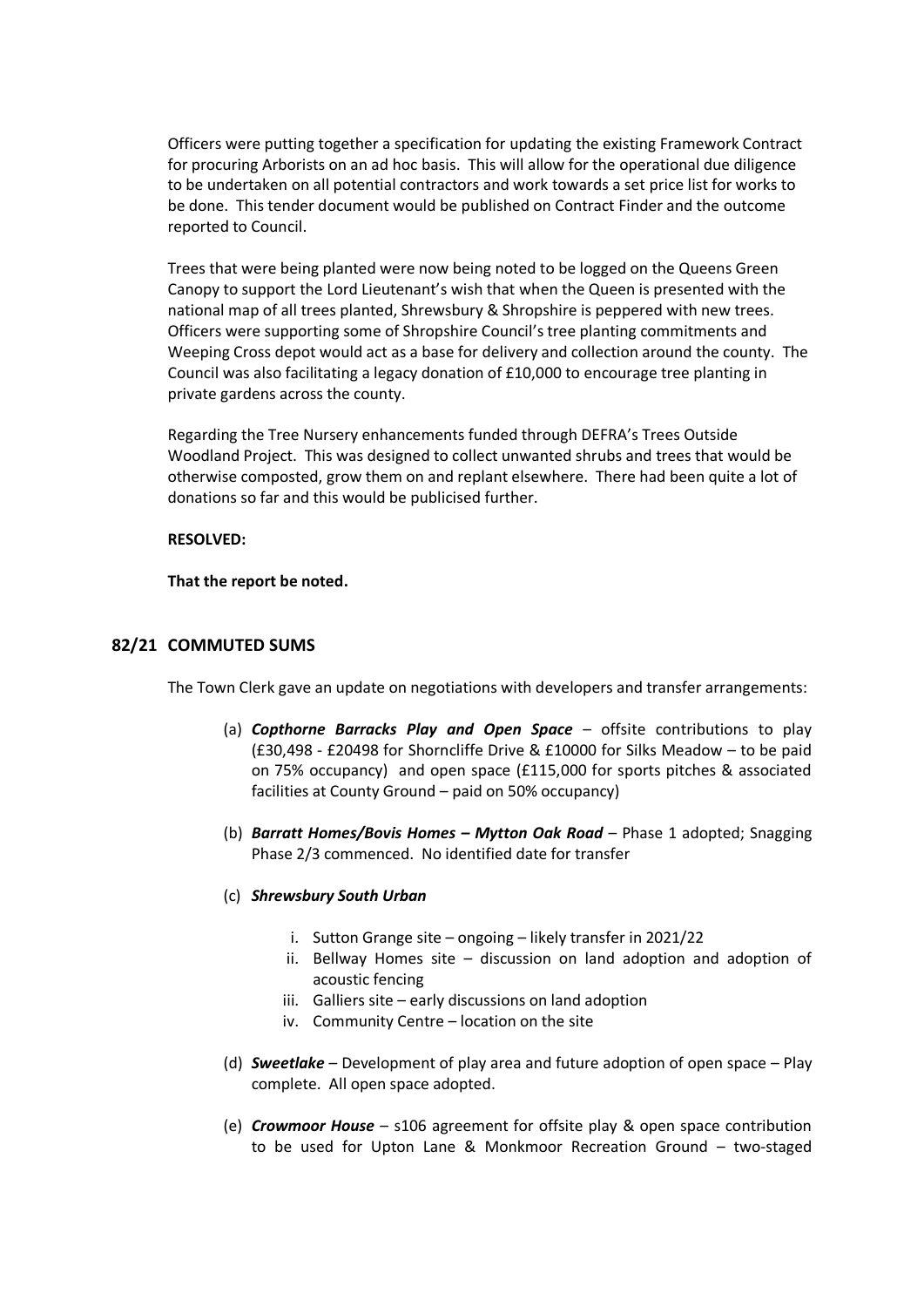Officers were putting together a specification for updating the existing Framework Contract for procuring Arborists on an ad hoc basis. This will allow for the operational due diligence to be undertaken on all potential contractors and work towards a set price list for works to be done. This tender document would be published on Contract Finder and the outcome reported to Council.

Trees that were being planted were now being noted to be logged on the Queens Green Canopy to support the Lord Lieutenant's wish that when the Queen is presented with the national map of all trees planted, Shrewsbury & Shropshire is peppered with new trees. Officers were supporting some of Shropshire Council's tree planting commitments and Weeping Cross depot would act as a base for delivery and collection around the county. The Council was also facilitating a legacy donation of £10,000 to encourage tree planting in private gardens across the county.

Regarding the Tree Nursery enhancements funded through DEFRA's Trees Outside Woodland Project. This was designed to collect unwanted shrubs and trees that would be otherwise composted, grow them on and replant elsewhere. There had been quite a lot of donations so far and this would be publicised further.

**RESOLVED:**

**That the report be noted.**

## 82/21 COMMUTED SUMS

The Town Clerk gave an update on negotiations with developers and transfer arrangements:

(a) ***Copthorne Barracks Play and Open Space*** – offsite contributions to play (£30,498 - £20498 for Shorncliffe Drive & £10000 for Silks Meadow – to be paid on 75% occupancy) and open space (£115,000 for sports pitches & associated facilities at County Ground – paid on 50% occupancy)

(b) ***Barratt Homes/Bovis Homes – Mytton Oak Road*** – Phase 1 adopted; Snagging Phase 2/3 commenced. No identified date for transfer

(c) ***Shrewsbury South Urban***

   i. Sutton Grange site – ongoing – likely transfer in 2021/22
   ii. Bellway Homes site – discussion on land adoption and adoption of acoustic fencing
   iii. Galliers site – early discussions on land adoption
   iv. Community Centre – location on the site

(d) ***Sweetlake*** – Development of play area and future adoption of open space – Play complete. All open space adopted.

(e) ***Crowmoor House*** – s106 agreement for offsite play & open space contribution to be used for Upton Lane & Monkmoor Recreation Ground – two-staged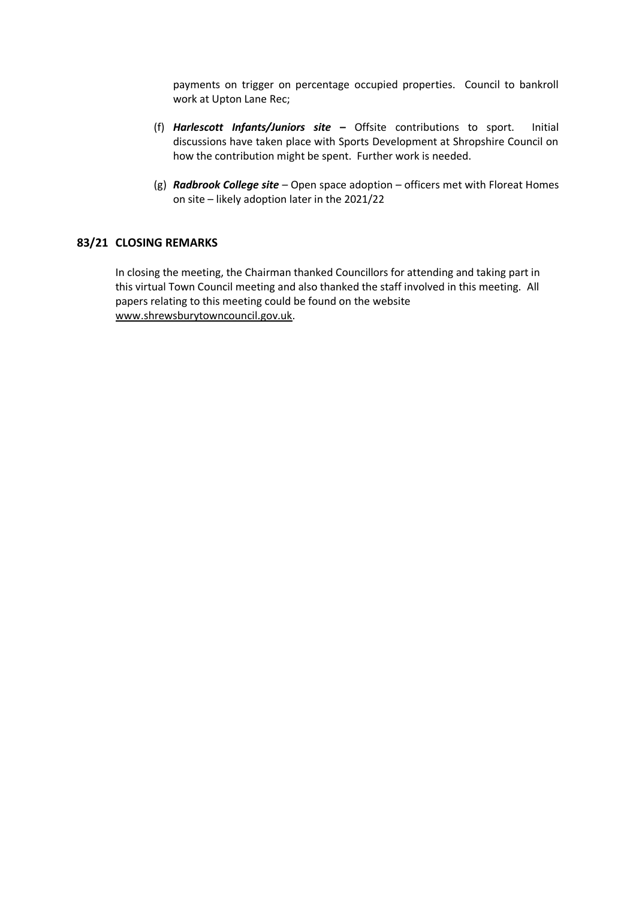payments on trigger on percentage occupied properties. Council to bankroll work at Upton Lane Rec;

(f) ***Harlescott Infants/Juniors site*** **–** Offsite contributions to sport. Initial discussions have taken place with Sports Development at Shropshire Council on how the contribution might be spent. Further work is needed.

(g) ***Radbrook College site*** – Open space adoption – officers met with Floreat Homes on site – likely adoption later in the 2021/22

## 83/21 CLOSING REMARKS

In closing the meeting, the Chairman thanked Councillors for attending and taking part in this virtual Town Council meeting and also thanked the staff involved in this meeting. All papers relating to this meeting could be found on the website www.shrewsburytowncouncil.gov.uk.